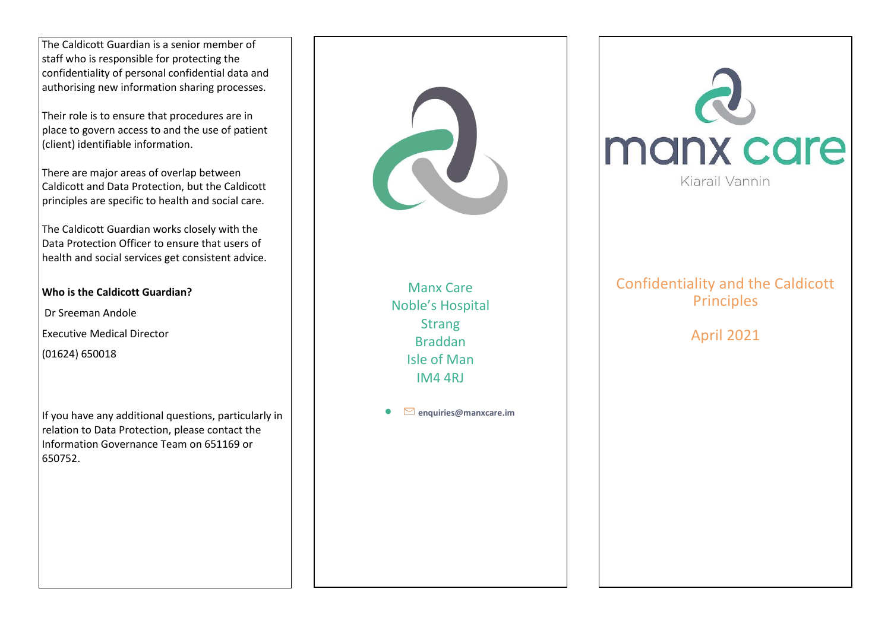The Caldicott Guardian is a senior member of staff who is responsible for protecting the confidentiality of personal confidential data and authorising new information sharing processes.

Their role is to ensure that procedures are in place to govern access to and the use of patient (client) identifiable information.

There are major areas of overlap between Caldicott and Data Protection, but the Caldicott principles are specific to health and social care.

The Caldicott Guardian works closely with the Data Protection Officer to ensure that users of health and social services get consistent advice.

**Who is the Caldicott Guardian?**

Dr Sreeman Andole

Executive Medical Director

(01624) 650018

If you have any additional questions, particularly in relation to Data Protection, please contact the Information Governance Team on 651169 or 650752.

Manx Care
Noble's Hospital
Strang
Braddan
Isle of Man
IM4 4RJ

- enquiries@manxcare.im

manx care

Kiarail Vannin

# Confidentiality and the Caldicott Principles

April 2021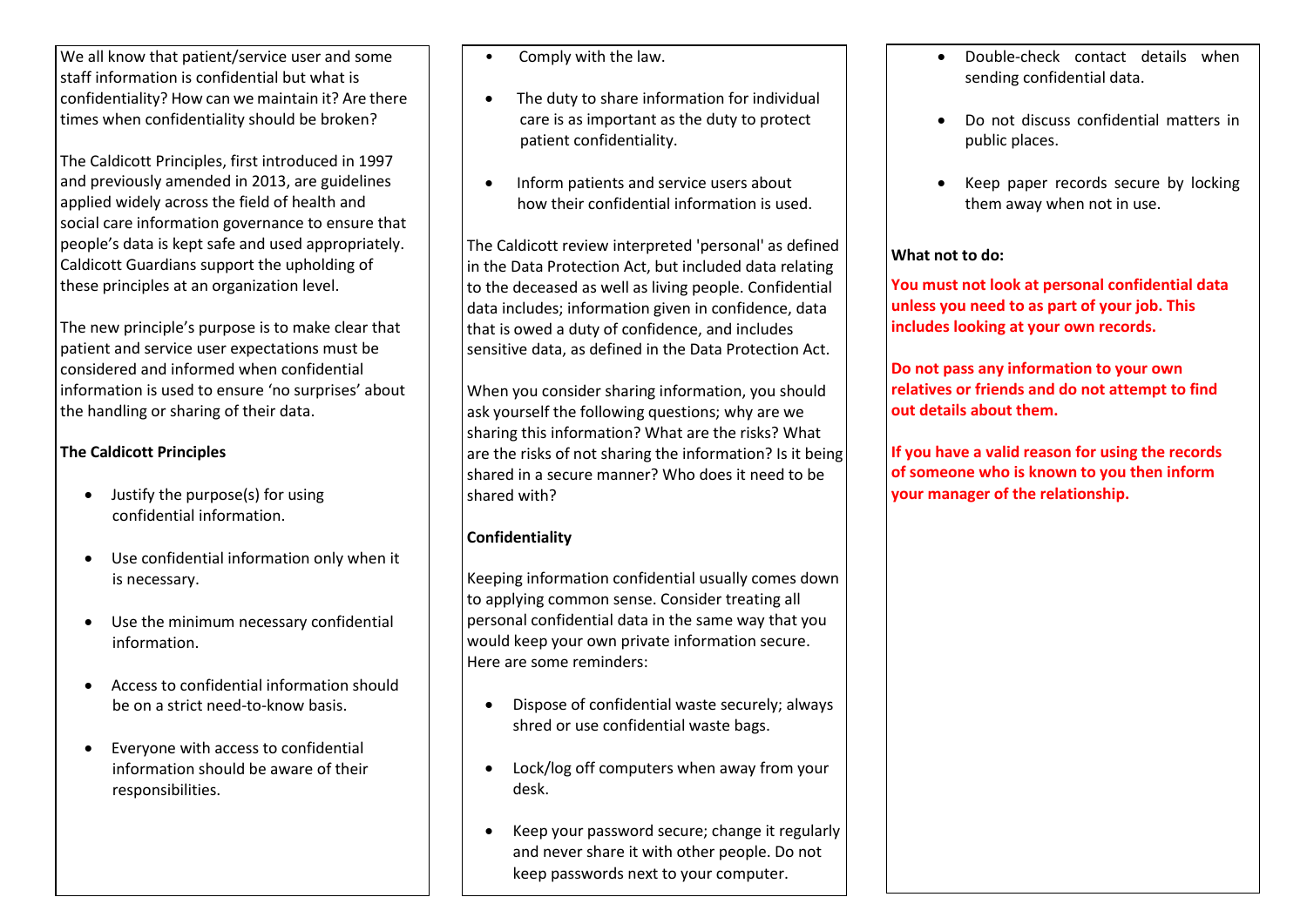We all know that patient/service user and some staff information is confidential but what is confidentiality? How can we maintain it? Are there times when confidentiality should be broken?

The Caldicott Principles, first introduced in 1997 and previously amended in 2013, are guidelines applied widely across the field of health and social care information governance to ensure that people's data is kept safe and used appropriately. Caldicott Guardians support the upholding of these principles at an organization level.

The new principle's purpose is to make clear that patient and service user expectations must be considered and informed when confidential information is used to ensure 'no surprises' about the handling or sharing of their data.

**The Caldicott Principles**

- Justify the purpose(s) for using confidential information.
- Use confidential information only when it is necessary.
- Use the minimum necessary confidential information.
- Access to confidential information should be on a strict need-to-know basis.
- Everyone with access to confidential information should be aware of their responsibilities.
- Comply with the law.
- The duty to share information for individual care is as important as the duty to protect patient confidentiality.
- Inform patients and service users about how their confidential information is used.

The Caldicott review interpreted 'personal' as defined in the Data Protection Act, but included data relating to the deceased as well as living people. Confidential data includes; information given in confidence, data that is owed a duty of confidence, and includes sensitive data, as defined in the Data Protection Act.

When you consider sharing information, you should ask yourself the following questions; why are we sharing this information? What are the risks? What are the risks of not sharing the information? Is it being shared in a secure manner? Who does it need to be shared with?

**Confidentiality**

Keeping information confidential usually comes down to applying common sense. Consider treating all personal confidential data in the same way that you would keep your own private information secure. Here are some reminders:

- Dispose of confidential waste securely; always shred or use confidential waste bags.
- Lock/log off computers when away from your desk.
- Keep your password secure; change it regularly and never share it with other people. Do not keep passwords next to your computer.
- Double-check contact details when sending confidential data.
- Do not discuss confidential matters in public places.
- Keep paper records secure by locking them away when not in use.

**What not to do:**

**You must not look at personal confidential data unless you need to as part of your job. This includes looking at your own records.**

**Do not pass any information to your own relatives or friends and do not attempt to find out details about them.**

**If you have a valid reason for using the records of someone who is known to you then inform your manager of the relationship.**